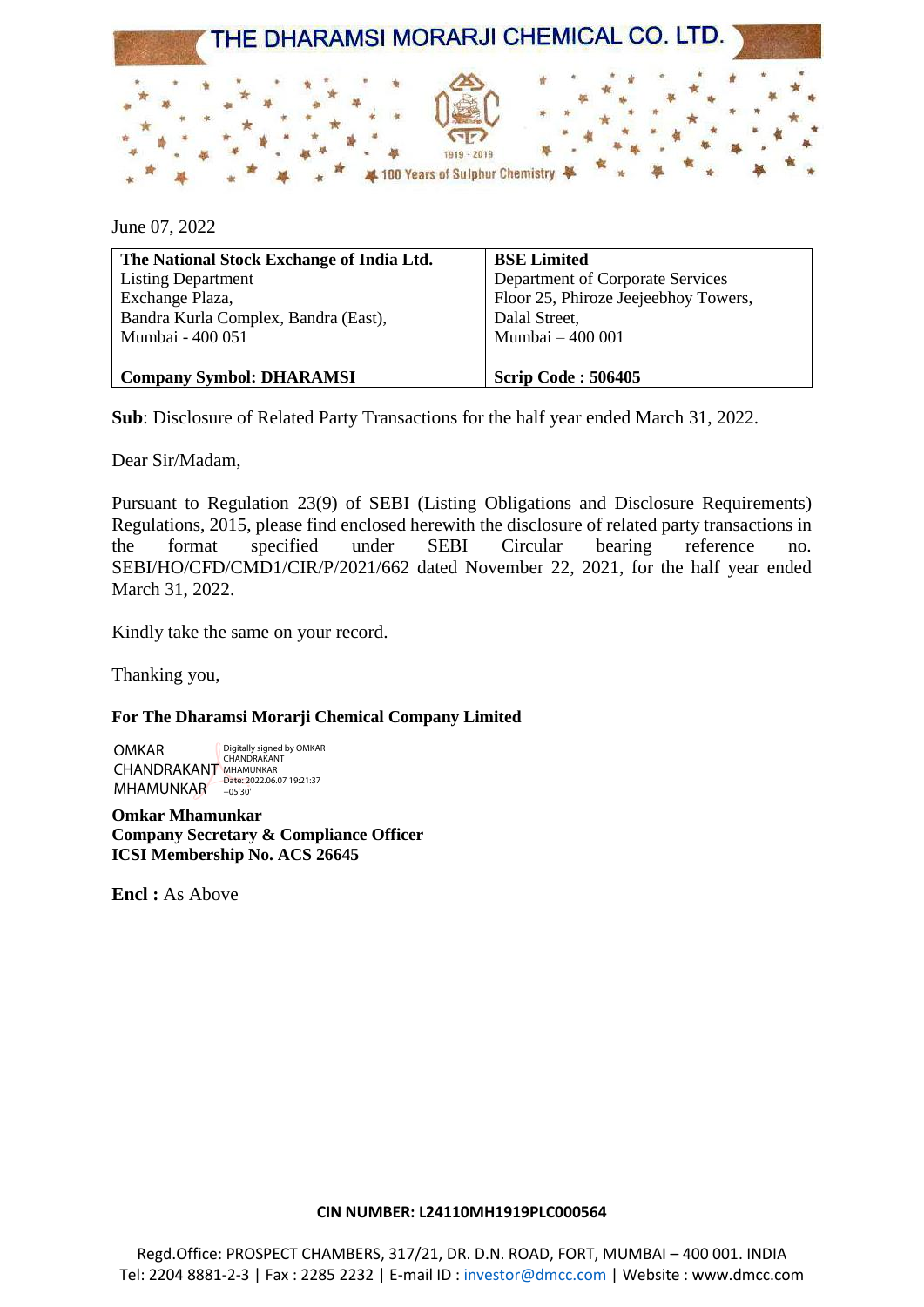# THE DHARAMSI MORARJI CHEMICAL CO. LTD.

1919 - 2019

100 Years of Sulphur Chemistry

June 07, 2022

| **The National Stock Exchange of India Ltd.** | **BSE Limited** |
|---|---|
| Listing Department<br>Exchange Plaza,<br>Bandra Kurla Complex, Bandra (East),<br>Mumbai - 400 051 | Department of Corporate Services<br>Floor 25, Phiroze Jeejeebhoy Towers,<br>Dalal Street,<br>Mumbai – 400 001 |
| **Company Symbol: DHARAMSI** | **Scrip Code : 506405** |

**Sub**: Disclosure of Related Party Transactions for the half year ended March 31, 2022.

Dear Sir/Madam,

Pursuant to Regulation 23(9) of SEBI (Listing Obligations and Disclosure Requirements) Regulations, 2015, please find enclosed herewith the disclosure of related party transactions in the format specified under SEBI Circular bearing reference no. SEBI/HO/CFD/CMD1/CIR/P/2021/662 dated November 22, 2021, for the half year ended March 31, 2022.

Kindly take the same on your record.

Thanking you,

**For The Dharamsi Morarji Chemical Company Limited**

OMKAR CHANDRAKANT MHAMUNKAR

Digitally signed by OMKAR CHANDRAKANT MHAMUNKAR
Date: 2022.06.07 19:21:37 +05'30'

**Omkar Mhamunkar**
**Company Secretary & Compliance Officer**
**ICSI Membership No. ACS 26645**

**Encl :** As Above

**CIN NUMBER: L24110MH1919PLC000564**

Regd.Office: PROSPECT CHAMBERS, 317/21, DR. D.N. ROAD, FORT, MUMBAI – 400 001. INDIA
Tel: 2204 8881-2-3 | Fax : 2285 2232 | E-mail ID : investor@dmcc.com | Website : www.dmcc.com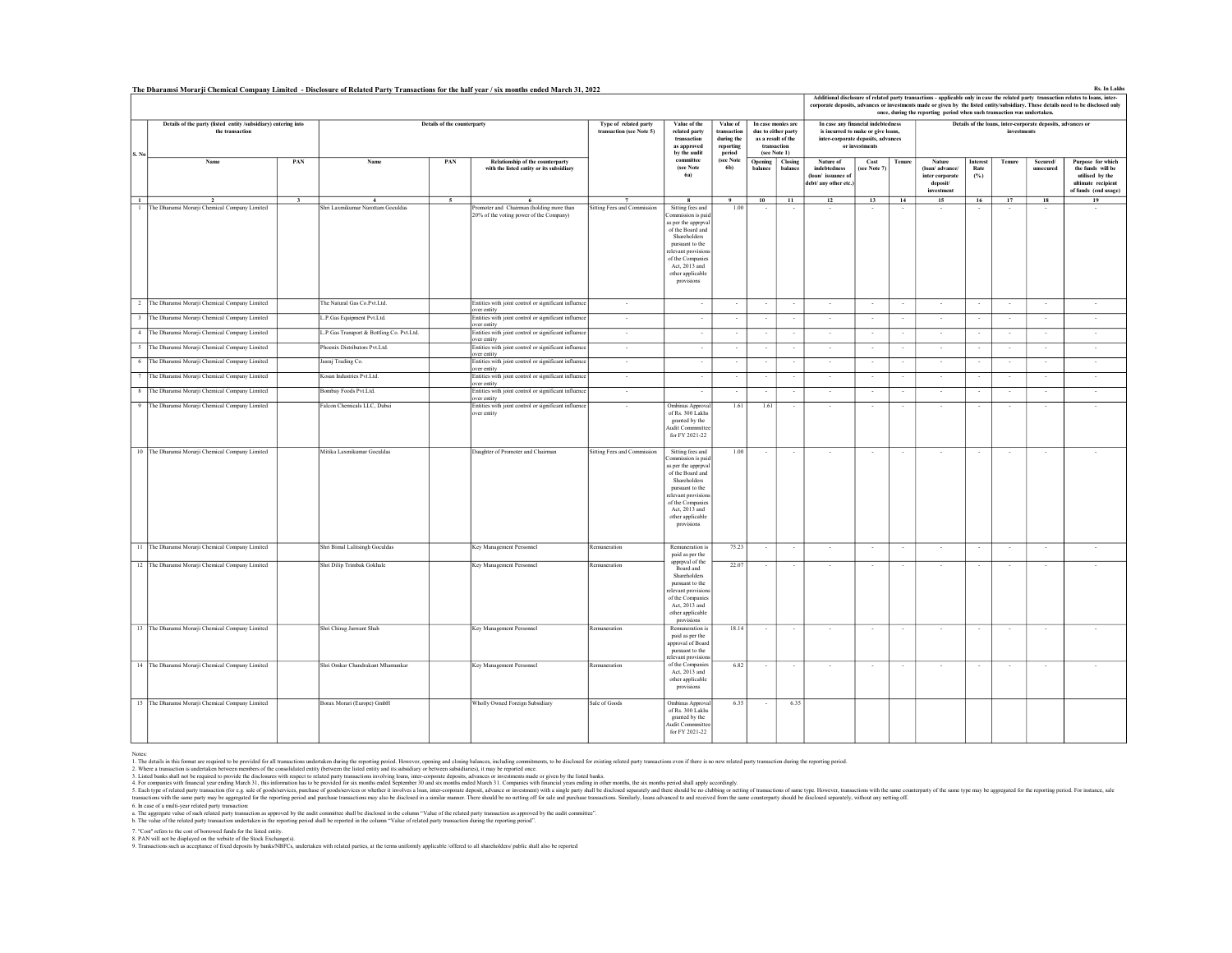**The Dharamsi Morarji Chemical Company Limited - Disclosure of Related Party Transactions for the half year / six months ended March 31, 2022**

Rs. In Lakhs

| S. No | Details of the party (listed entity /subsidiary) entering into the transaction | | Details of the counterparty | | | Type of related party transaction (see Note 5) | Value of the related party transaction as approved by the audit committee (see Note 6a) | Value of transaction during the reporting period (see Note 6b) | In case monies are due to either party as a result of the transaction (see Note 1) | | Additional disclosure of related party transactions - applicable only in case the related party transaction relates to loans, inter-corporate deposits, advances or investments made or given by the listed entity/subsidiary. These details need to be disclosed only once, during the reporting period when such transaction was undertaken. | | | | | | | |
|---|---|---|---|---|---|---|---|---|---|---|---|---|---|---|---|---|---|---|
| | | | | | | | | | | | In case any financial indebtedness is incurred to make or give loans, inter-corporate deposits, advances or investments | | | Details of the loans, inter-corporate deposits, advances or investments | | | | |
| | Name | PAN | Name | PAN | Relationship of the counterparty with the listed entity or its subsidiary | | | | Opening balance | Closing balance | Nature of indebtedness (loan/ issuance of debt/ any other etc.) | Cost (see Note 7) | Tenure | Nature (loan/ advance/ inter corporate deposit/ investment | Interest Rate (%) | Tenure | Secured/ unsecured | Purpose for which the funds will be utilised by the ultimate recipient of funds (end usage) |
| 1 | 2 | 3 | 4 | 5 | 6 | 7 | 8 | 9 | 10 | 11 | 12 | 13 | 14 | 15 | 16 | 17 | 18 | 19 |
| 1 | The Dharamsi Morarji Chemical Company Limited | | Shri Laxmikumar Narottam Goculdas | | Promoter and Chairman (holding more than 20% of the voting power of the Company) | Sitting Fees and Commission | Sitting fees and Commission is paid as per the approval of the Board and Shareholders pursuant to the relevant provisions of the Companies Act, 2013 and other applicable provisions | 1.00 | - | - | - | - | - | - | - | - | - | - |
| 2 | The Dharamsi Morarji Chemical Company Limited | | The Natural Gas Co.Pvt.Ltd. | | Entities with joint control or significant influence over entity | - | - | - | - | - | - | - | - | - | - | - | - | - |
| 3 | The Dharamsi Morarji Chemical Company Limited | | L.P.Gas Equipment Pvt.Ltd. | | Entities with joint control or significant influence over entity | - | - | - | - | - | - | - | - | - | - | - | - | - |
| 4 | The Dharamsi Morarji Chemical Company Limited | | L.P.Gas Transport & Bottling Co. Pvt.Ltd. | | Entities with joint control or significant influence over entity | - | - | - | - | - | - | - | - | - | - | - | - | - |
| 5 | The Dharamsi Morarji Chemical Company Limited | | Phoenix Distributors Pvt.Ltd. | | Entities with joint control or significant influence over entity | - | - | - | - | - | - | - | - | - | - | - | - | - |
| 6 | The Dharamsi Morarji Chemical Company Limited | | Jasraj Trading Co. | | Entities with joint control or significant influence over entity | - | - | - | - | - | - | - | - | - | - | - | - | - |
| 7 | The Dharamsi Morarji Chemical Company Limited | | Kosan Industries Pvt.Ltd. | | Entities with joint control or significant influence over entity | - | - | - | - | - | - | - | - | - | - | - | - | - |
| 8 | The Dharamsi Morarji Chemical Company Limited | | Bombay Foods Pvt.Ltd. | | Entities with joint control or significant influence over entity | - | - | - | - | - | - | - | - | - | - | - | - | - |
| 9 | The Dharamsi Morarji Chemical Company Limited | | Falcon Chemicals LLC, Dubai | | Entities with joint control or significant influence over entity | - | Ombinus Approval of Rs. 300 Lakhs granted by the Audit Commmittee for FY 2021-22 | 1.61 | 1.61 | - | - | - | - | - | - | - | - | - |
| 10 | The Dharamsi Morarji Chemical Company Limited | | Mitika Laxmikumar Goculdas | | Daughter of Promoter and Chairman | Sitting Fees and Commission | Sitting fees and Commission is paid as per the approval of the Board and Shareholders pursuant to the relevant provisions of the Companies Act, 2013 and other applicable provisions | 1.00 | - | - | - | - | - | - | - | - | - | - |
| 11 | The Dharamsi Morarji Chemical Company Limited | | Shri Bimal Lalitsingh Goculdas | | Key Management Personnel | Remuneration | Remuneration is paid as per the approval of the Board and Shareholders pursuant to the relevant provisions of the Companies Act, 2013 and other applicable provisions | 75.23 | - | - | - | - | - | - | - | - | - | - |
| 12 | The Dharamsi Morarji Chemical Company Limited | | Shri Dilip Trimbak Gokhale | | Key Management Personnel | Remuneration | | 22.07 | - | - | - | - | - | - | - | - | - | - |
| 13 | The Dharamsi Morarji Chemical Company Limited | | Shri Chirag Jaswant Shah | | Key Management Personnel | Remuneration | Remuneration is paid as per the approval of Board pursuant to the relevant provisions of the Companies Act, 2013 and other applicable provisions | 18.14 | - | - | - | - | - | - | - | - | - | - |
| 14 | The Dharamsi Morarji Chemical Company Limited | | Shri Omkar Chandrakant Mhamunkar | | Key Management Personnel | Remuneration | | 6.82 | - | - | - | - | - | - | - | - | - | - |
| 15 | The Dharamsi Morarji Chemical Company Limited | | Borax Morarji (Europe) GmbH | | Wholly Owned Foreign Subsidiary | Sale of Goods | Ombinus Approval of Rs. 300 Lakhs granted by the Audit Commmittee for FY 2021-22 | 6.35 | - | 6.35 | | | | | | | | |

Notes:

1. The details in this format are required to be provided for all transactions undertaken during the reporting period. However, opening and closing balances, including commitments, to be disclosed for existing related party transactions even if there is no new related party transaction during the reporting period.
2. Where a transaction is undertaken between members of the consolidated entity (between the listed entity and its subsidiary or between subsidiaries), it may be reported once.
3. Listed banks shall not be required to provide the disclosures with respect to related party transactions involving loans, inter-corporate deposits, advances or investments made or given by the listed banks.
4. For companies with financial year ending March 31, this information has to be provided for six months ended September 30 and six months ended March 31. Companies with financial years ending in other months, the six months period shall apply accordingly.
5. Each type of related party transaction (for e.g. sale of goods/services, purchase of goods/services or whether it involves a loan, inter-corporate deposit, advance or investment) with a single party shall be disclosed separately and there should be no clubbing or netting of transactions of same type. However, transactions with the same counterparty of the same type may be aggregated for the reporting period. For instance, sale transactions with the same party may be aggregated for the reporting period and purchase transactions may also be disclosed in a similar manner. There should be no netting off for sale and purchase transactions. Similarly, loans advanced to and received from the same counterparty should be disclosed separately, without any netting off.
6. In case of a multi-year related party transaction:

a. The aggregate value of such related party transaction as approved by the audit committee shall be disclosed in the column "Value of the related party transaction as approved by the audit committee".

b. The value of the related party transaction undertaken in the reporting period shall be reported in the column "Value of related party transaction during the reporting period".

7. "Cost" refers to the cost of borrowed funds for the listed entity.
8. PAN will not be displayed on the website of the Stock Exchange(s).
9. Transactions such as acceptance of fixed deposits by banks/NBFCs, undertaken with related parties, at the terms uniformly applicable /offered to all shareholders/ public shall also be reported